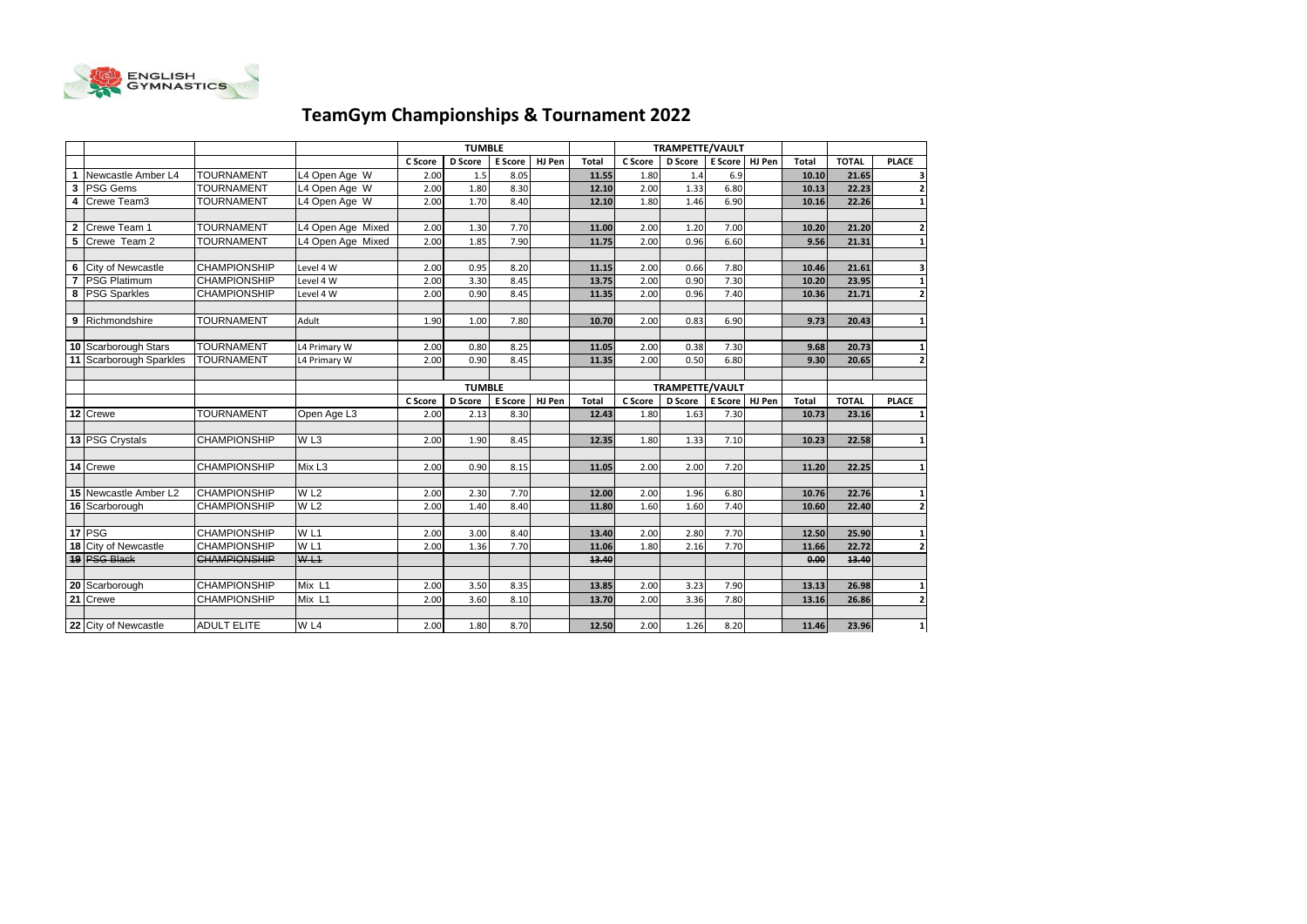# TeamGym Championships & Tournament 2022

| | | | | TUMBLE | | | | | TRAMPETTE/VAULT | | | | | | |
|---|---|---|---|---|---|---|---|---|---|---|---|---|---|---|---|
| | | | | C Score | D Score | E Score | HJ Pen | Total | C Score | D Score | E Score | HJ Pen | Total | TOTAL | PLACE |
| 1 | Newcastle Amber L4 | TOURNAMENT | L4 Open Age W | 2.00 | 1.5 | 8.05 | | 11.55 | 1.80 | 1.4 | 6.9 | | 10.10 | 21.65 | 3 |
| 3 | PSG Gems | TOURNAMENT | L4 Open Age W | 2.00 | 1.80 | 8.30 | | 12.10 | 2.00 | 1.33 | 6.80 | | 10.13 | 22.23 | 2 |
| 4 | Crewe Team3 | TOURNAMENT | L4 Open Age W | 2.00 | 1.70 | 8.40 | | 12.10 | 1.80 | 1.46 | 6.90 | | 10.16 | 22.26 | 1 |
| | | | | | | | | | | | | | | | |
| 2 | Crewe Team 1 | TOURNAMENT | L4 Open Age Mixed | 2.00 | 1.30 | 7.70 | | 11.00 | 2.00 | 1.20 | 7.00 | | 10.20 | 21.20 | 2 |
| 5 | Crewe Team 2 | TOURNAMENT | L4 Open Age Mixed | 2.00 | 1.85 | 7.90 | | 11.75 | 2.00 | 0.96 | 6.60 | | 9.56 | 21.31 | 1 |
| | | | | | | | | | | | | | | | |
| 6 | City of Newcastle | CHAMPIONSHIP | Level 4 W | 2.00 | 0.95 | 8.20 | | 11.15 | 2.00 | 0.66 | 7.80 | | 10.46 | 21.61 | 3 |
| 7 | PSG Platimum | CHAMPIONSHIP | Level 4 W | 2.00 | 3.30 | 8.45 | | 13.75 | 2.00 | 0.90 | 7.30 | | 10.20 | 23.95 | 1 |
| 8 | PSG Sparkles | CHAMPIONSHIP | Level 4 W | 2.00 | 0.90 | 8.45 | | 11.35 | 2.00 | 0.96 | 7.40 | | 10.36 | 21.71 | 2 |
| | | | | | | | | | | | | | | | |
| 9 | Richmondshire | TOURNAMENT | Adult | 1.90 | 1.00 | 7.80 | | 10.70 | 2.00 | 0.83 | 6.90 | | 9.73 | 20.43 | 1 |
| | | | | | | | | | | | | | | | |
| 10 | Scarborough Stars | TOURNAMENT | L4 Primary W | 2.00 | 0.80 | 8.25 | | 11.05 | 2.00 | 0.38 | 7.30 | | 9.68 | 20.73 | 1 |
| 11 | Scarborough Sparkles | TOURNAMENT | L4 Primary W | 2.00 | 0.90 | 8.45 | | 11.35 | 2.00 | 0.50 | 6.80 | | 9.30 | 20.65 | 2 |
| | | | | | | | | | | | | | | | |
| | | | | TUMBLE | | | | | TRAMPETTE/VAULT | | | | | | |
| | | | | C Score | D Score | E Score | HJ Pen | Total | C Score | D Score | E Score | HJ Pen | Total | TOTAL | PLACE |
| 12 | Crewe | TOURNAMENT | Open Age L3 | 2.00 | 2.13 | 8.30 | | 12.43 | 1.80 | 1.63 | 7.30 | | 10.73 | 23.16 | 1 |
| | | | | | | | | | | | | | | | |
| 13 | PSG Crystals | CHAMPIONSHIP | W L3 | 2.00 | 1.90 | 8.45 | | 12.35 | 1.80 | 1.33 | 7.10 | | 10.23 | 22.58 | 1 |
| | | | | | | | | | | | | | | | |
| 14 | Crewe | CHAMPIONSHIP | Mix L3 | 2.00 | 0.90 | 8.15 | | 11.05 | 2.00 | 2.00 | 7.20 | | 11.20 | 22.25 | 1 |
| | | | | | | | | | | | | | | | |
| 15 | Newcastle Amber L2 | CHAMPIONSHIP | W L2 | 2.00 | 2.30 | 7.70 | | 12.00 | 2.00 | 1.96 | 6.80 | | 10.76 | 22.76 | 1 |
| 16 | Scarborough | CHAMPIONSHIP | W L2 | 2.00 | 1.40 | 8.40 | | 11.80 | 1.60 | 1.60 | 7.40 | | 10.60 | 22.40 | 2 |
| | | | | | | | | | | | | | | | |
| 17 | PSG | CHAMPIONSHIP | W L1 | 2.00 | 3.00 | 8.40 | | 13.40 | 2.00 | 2.80 | 7.70 | | 12.50 | 25.90 | 1 |
| 18 | City of Newcastle | CHAMPIONSHIP | W L1 | 2.00 | 1.36 | 7.70 | | 11.06 | 1.80 | 2.16 | 7.70 | | 11.66 | 22.72 | 2 |
| ~~19~~ | ~~PSG Black~~ | ~~CHAMPIONSHIP~~ | ~~W L1~~ | | | | | ~~13.40~~ | | | | | ~~0.00~~ | ~~13.40~~ | |
| | | | | | | | | | | | | | | | |
| 20 | Scarborough | CHAMPIONSHIP | Mix L1 | 2.00 | 3.50 | 8.35 | | 13.85 | 2.00 | 3.23 | 7.90 | | 13.13 | 26.98 | 1 |
| 21 | Crewe | CHAMPIONSHIP | Mix L1 | 2.00 | 3.60 | 8.10 | | 13.70 | 2.00 | 3.36 | 7.80 | | 13.16 | 26.86 | 2 |
| | | | | | | | | | | | | | | | |
| 22 | City of Newcastle | ADULT ELITE | W L4 | 2.00 | 1.80 | 8.70 | | 12.50 | 2.00 | 1.26 | 8.20 | | 11.46 | 23.96 | 1 |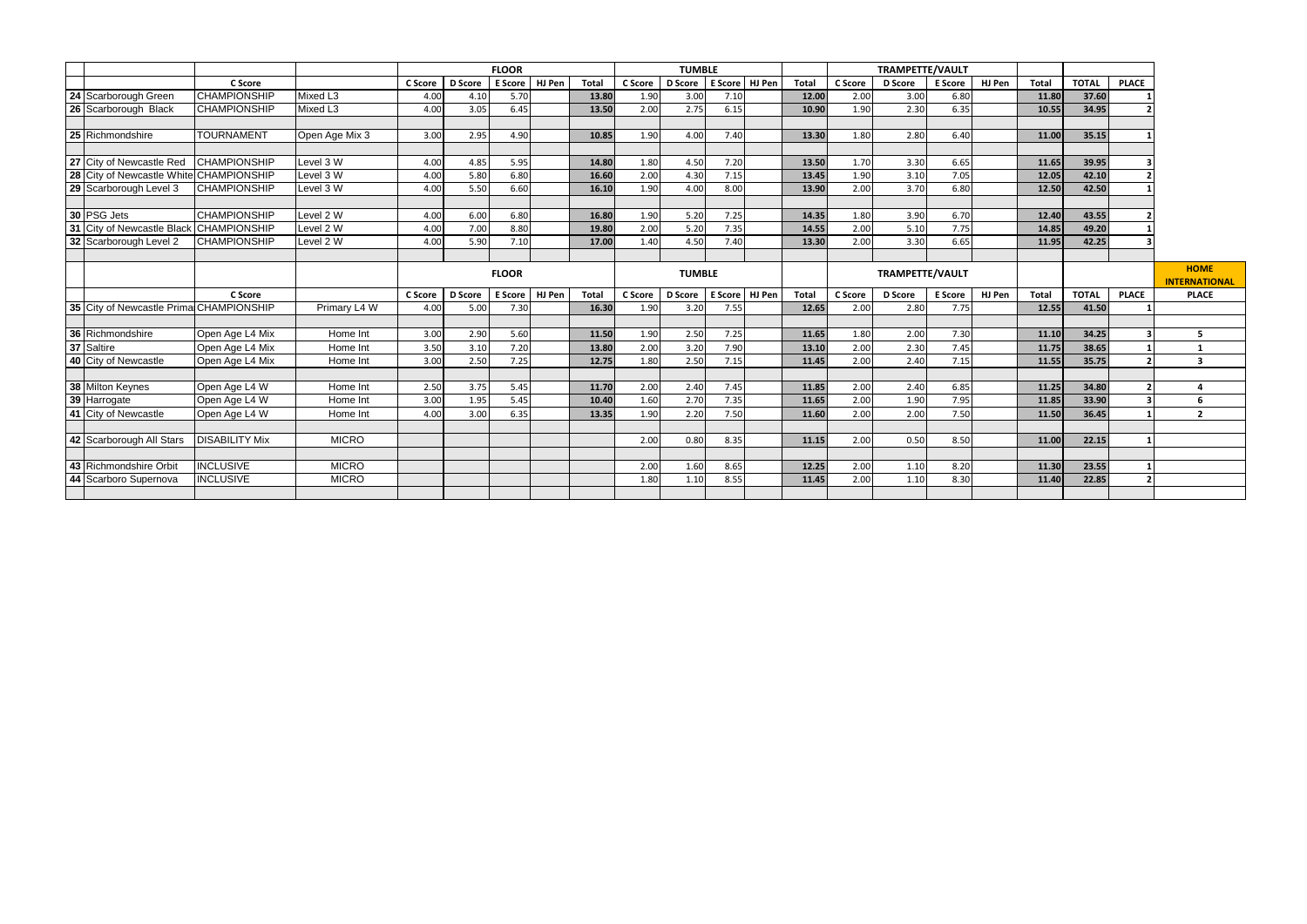| | | | | FLOOR | | | | | TUMBLE | | | | | TRAMPETTE/VAULT | | | | | | | |
|---|---|---|---|---|---|---|---|---|---|---|---|---|---|---|---|---|---|---|---|---|---|
| | C Score | | C Score | D Score | E Score | HJ Pen | Total | C Score | D Score | E Score | HJ Pen | Total | C Score | D Score | E Score | HJ Pen | Total | TOTAL | PLACE | | |
| 24 | Scarborough Green | CHAMPIONSHIP | Mixed L3 | 4.00 | 4.10 | 5.70 | | 13.80 | 1.90 | 3.00 | 7.10 | | 12.00 | 2.00 | 3.00 | 6.80 | | 11.80 | 37.60 | 1 | |
| 26 | Scarborough Black | CHAMPIONSHIP | Mixed L3 | 4.00 | 3.05 | 6.45 | | 13.50 | 2.00 | 2.75 | 6.15 | | 10.90 | 1.90 | 2.30 | 6.35 | | 10.55 | 34.95 | 2 | |
| 25 | Richmondshire | TOURNAMENT | Open Age Mix 3 | 3.00 | 2.95 | 4.90 | | 10.85 | 1.90 | 4.00 | 7.40 | | 13.30 | 1.80 | 2.80 | 6.40 | | 11.00 | 35.15 | 1 | |
| 27 | City of Newcastle Red | CHAMPIONSHIP | Level 3 W | 4.00 | 4.85 | 5.95 | | 14.80 | 1.80 | 4.50 | 7.20 | | 13.50 | 1.70 | 3.30 | 6.65 | | 11.65 | 39.95 | 3 | |
| 28 | City of Newcastle White | CHAMPIONSHIP | Level 3 W | 4.00 | 5.80 | 6.80 | | 16.60 | 2.00 | 4.30 | 7.15 | | 13.45 | 1.90 | 3.10 | 7.05 | | 12.05 | 42.10 | 2 | |
| 29 | Scarborough Level 3 | CHAMPIONSHIP | Level 3 W | 4.00 | 5.50 | 6.60 | | 16.10 | 1.90 | 4.00 | 8.00 | | 13.90 | 2.00 | 3.70 | 6.80 | | 12.50 | 42.50 | 1 | |
| 30 | PSG Jets | CHAMPIONSHIP | Level 2 W | 4.00 | 6.00 | 6.80 | | 16.80 | 1.90 | 5.20 | 7.25 | | 14.35 | 1.80 | 3.90 | 6.70 | | 12.40 | 43.55 | 2 | |
| 31 | City of Newcastle Black | CHAMPIONSHIP | Level 2 W | 4.00 | 7.00 | 8.80 | | 19.80 | 2.00 | 5.20 | 7.35 | | 14.55 | 2.00 | 5.10 | 7.75 | | 14.85 | 49.20 | 1 | |
| 32 | Scarborough Level 2 | CHAMPIONSHIP | Level 2 W | 4.00 | 5.90 | 7.10 | | 17.00 | 1.40 | 4.50 | 7.40 | | 13.30 | 2.00 | 3.30 | 6.65 | | 11.95 | 42.25 | 3 | |
| | | | | FLOOR | | | | | TUMBLE | | | | | TRAMPETTE/VAULT | | | | | | | HOME INTERNATIONAL |
| | | C Score | | C Score | D Score | E Score | HJ Pen | Total | C Score | D Score | E Score | HJ Pen | Total | C Score | D Score | E Score | HJ Pen | Total | TOTAL | PLACE | PLACE |
| 35 | City of Newcastle Prima | CHAMPIONSHIP | Primary L4 W | 4.00 | 5.00 | 7.30 | | 16.30 | 1.90 | 3.20 | 7.55 | | 12.65 | 2.00 | 2.80 | 7.75 | | 12.55 | 41.50 | 1 | |
| 36 | Richmondshire | Open Age L4 Mix | Home Int | 3.00 | 2.90 | 5.60 | | 11.50 | 1.90 | 2.50 | 7.25 | | 11.65 | 1.80 | 2.00 | 7.30 | | 11.10 | 34.25 | 3 | 5 |
| 37 | Saltire | Open Age L4 Mix | Home Int | 3.50 | 3.10 | 7.20 | | 13.80 | 2.00 | 3.20 | 7.90 | | 13.10 | 2.00 | 2.30 | 7.45 | | 11.75 | 38.65 | 1 | 1 |
| 40 | City of Newcastle | Open Age L4 Mix | Home Int | 3.00 | 2.50 | 7.25 | | 12.75 | 1.80 | 2.50 | 7.15 | | 11.45 | 2.00 | 2.40 | 7.15 | | 11.55 | 35.75 | 2 | 3 |
| 38 | Milton Keynes | Open Age L4 W | Home Int | 2.50 | 3.75 | 5.45 | | 11.70 | 2.00 | 2.40 | 7.45 | | 11.85 | 2.00 | 2.40 | 6.85 | | 11.25 | 34.80 | 2 | 4 |
| 39 | Harrogate | Open Age L4 W | Home Int | 3.00 | 1.95 | 5.45 | | 10.40 | 1.60 | 2.70 | 7.35 | | 11.65 | 2.00 | 1.90 | 7.95 | | 11.85 | 33.90 | 3 | 6 |
| 41 | City of Newcastle | Open Age L4 W | Home Int | 4.00 | 3.00 | 6.35 | | 13.35 | 1.90 | 2.20 | 7.50 | | 11.60 | 2.00 | 2.00 | 7.50 | | 11.50 | 36.45 | 1 | 2 |
| 42 | Scarborough All Stars | DISABILITY Mix | MICRO | | | | | | 2.00 | 0.80 | 8.35 | | 11.15 | 2.00 | 0.50 | 8.50 | | 11.00 | 22.15 | 1 | |
| 43 | Richmondshire Orbit | INCLUSIVE | MICRO | | | | | | 2.00 | 1.60 | 8.65 | | 12.25 | 2.00 | 1.10 | 8.20 | | 11.30 | 23.55 | 1 | |
| 44 | Scarboro Supernova | INCLUSIVE | MICRO | | | | | | 1.80 | 1.10 | 8.55 | | 11.45 | 2.00 | 1.10 | 8.30 | | 11.40 | 22.85 | 2 | |